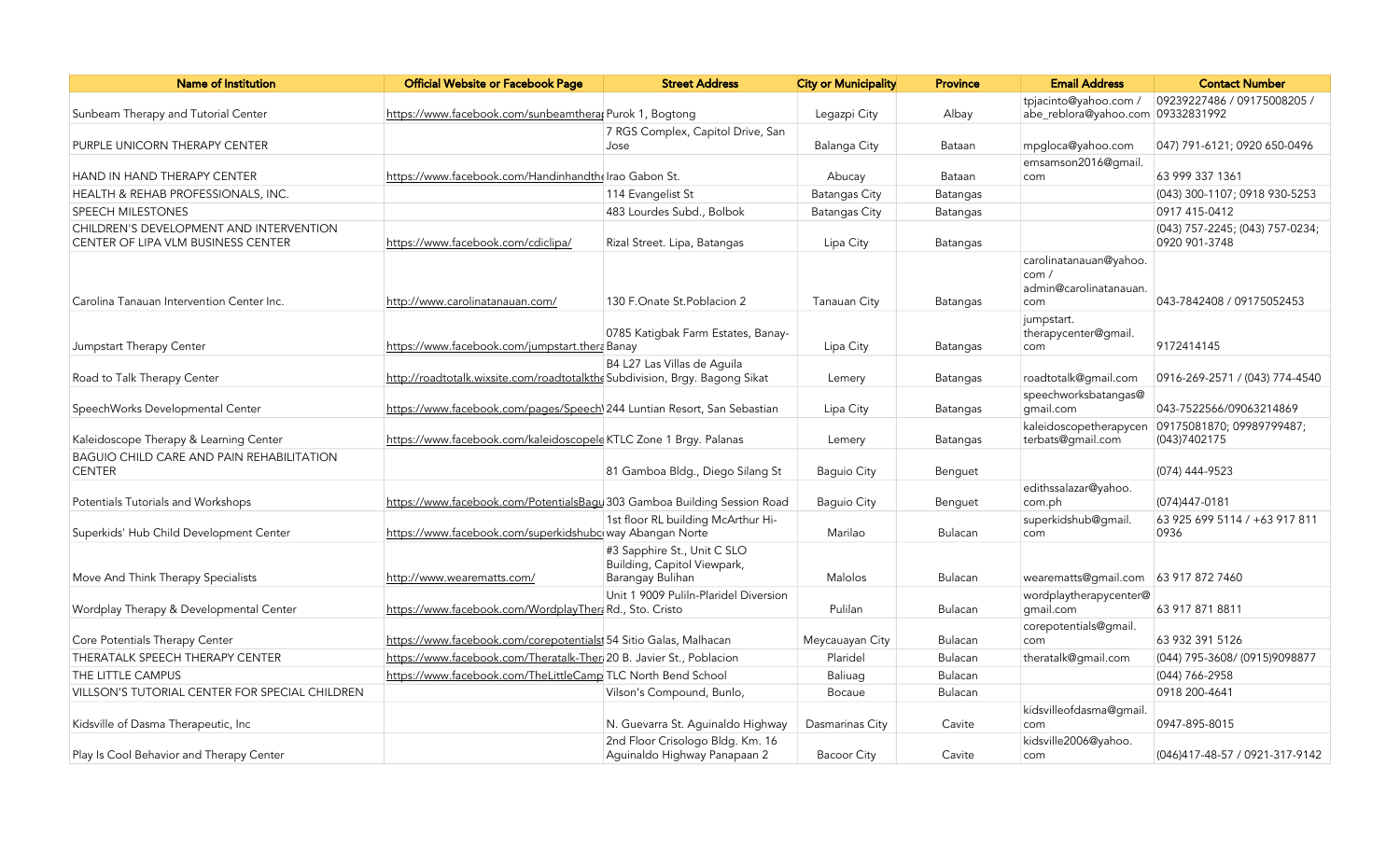| Name of Institution | Official Website or Facebook Page | Street Address | City or Municipality | Province | Email Address | Contact Number |
|---|---|---|---|---|---|---|
| Sunbeam Therapy and Tutorial Center | https://www.facebook.com/sunbeamtherap | Purok 1, Bogtong | Legazpi City | Albay | tpjacinto@yahoo.com / abe_reblora@yahoo.com | 09239227486 / 09175008205 / 09332831992 |
| PURPLE UNICORN THERAPY CENTER | | 7 RGS Complex, Capitol Drive, San Jose | Balanga City | Bataan | mpgloca@yahoo.com | 047) 791-6121; 0920 650-0496 |
| HAND IN HAND THERAPY CENTER | https://www.facebook.com/Handinhandthe | Irao Gabon St. | Abucay | Bataan | emsamson2016@gmail.com | 63 999 337 1361 |
| HEALTH & REHAB PROFESSIONALS, INC. | | 114 Evangelist St | Batangas City | Batangas | | (043) 300-1107; 0918 930-5253 |
| SPEECH MILESTONES | | 483 Lourdes Subd., Bolbok | Batangas City | Batangas | | 0917 415-0412 |
| CHILDREN'S DEVELOPMENT AND INTERVENTION CENTER OF LIPA VLM BUSINESS CENTER | https://www.facebook.com/cdiclipa/ | Rizal Street. Lipa, Batangas | Lipa City | Batangas | | (043) 757-2245; (043) 757-0234; 0920 901-3748 |
| Carolina Tanauan Intervention Center Inc. | http://www.carolinatanauan.com/ | 130 F.Onate St.Poblacion 2 | Tanauan City | Batangas | carolinatanauan@yahoo.com / admin@carolinatanauan.com | 043-7842408 / 09175052453 |
| Jumpstart Therapy Center | https://www.facebook.com/jumpstart.thera | 0785 Katigbak Farm Estates, Banay-Banay | Lipa City | Batangas | jumpstart.therapycenter@gmail.com | 9172414145 |
| Road to Talk Therapy Center | http://roadtotalk.wixsite.com/roadtotalkthe | B4 L27 Las Villas de Aguila Subdivision, Brgy. Bagong Sikat | Lemery | Batangas | roadtotalk@gmail.com | 0916-269-2571 / (043) 774-4540 |
| SpeechWorks Developmental Center | https://www.facebook.com/pages/Speech | 244 Luntian Resort, San Sebastian | Lipa City | Batangas | speechworksbatangas@gmail.com | 043-7522566/09063214869 |
| Kaleidoscope Therapy & Learning Center | https://www.facebook.com/kaleidoscopele | KTLC Zone 1 Brgy. Palanas | Lemery | Batangas | kaleidoscopetherapycenterbats@gmail.com | 09175081870; 09989799487; (043)7402175 |
| BAGUIO CHILD CARE AND PAIN REHABILITATION CENTER | | 81 Gamboa Bldg., Diego Silang St | Baguio City | Benguet | | (074) 444-9523 |
| Potentials Tutorials and Workshops | https://www.facebook.com/PotentialsBagu | 303 Gamboa Building Session Road | Baguio City | Benguet | edithssalazar@yahoo.com.ph | (074)447-0181 |
| Superkids' Hub Child Development Center | https://www.facebook.com/superkidshubc | 1st floor RL building McArthur Hi-way Abangan Norte | Marilao | Bulacan | superkidshub@gmail.com | 63 925 699 5114 / +63 917 811 0936 |
| Move And Think Therapy Specialists | http://www.wearematts.com/ | #3 Sapphire St., Unit C SLO Building, Capitol Viewpark, Barangay Bulihan | Malolos | Bulacan | wearematts@gmail.com | 63 917 872 7460 |
| Wordplay Therapy & Developmental Center | https://www.facebook.com/WordplayThera | Unit 1 9009 Puliln-Plaridel Diversion Rd., Sto. Cristo | Pulilan | Bulacan | wordplaytherapycenter@gmail.com | 63 917 871 8811 |
| Core Potentials Therapy Center | https://www.facebook.com/corepotentialst | 54 Sitio Galas, Malhacan | Meycauayan City | Bulacan | corepotentials@gmail.com | 63 932 391 5126 |
| THERATALK SPEECH THERAPY CENTER | https://www.facebook.com/Theratalk-Ther | 20 B. Javier St., Poblacion | Plaridel | Bulacan | theratalk@gmail.com | (044) 795-3608/ (0915)9098877 |
| THE LITTLE CAMPUS | https://www.facebook.com/TheLittleCamp | TLC North Bend School | Baliuag | Bulacan | | (044) 766-2958 |
| VILLSON'S TUTORIAL CENTER FOR SPECIAL CHILDREN | | Vilson's Compound, Bunlo, | Bocaue | Bulacan | | 0918 200-4641 |
| Kidsville of Dasma Therapeutic, Inc | | N. Guevarra St. Aguinaldo Highway | Dasmarinas City | Cavite | kidsvilleofdasma@gmail.com | 0947-895-8015 |
| Play Is Cool Behavior and Therapy Center | | 2nd Floor Crisologo Bldg. Km. 16 Aguinaldo Highway Panapaan 2 | Bacoor City | Cavite | kidsville2006@yahoo.com | (046)417-48-57 / 0921-317-9142 |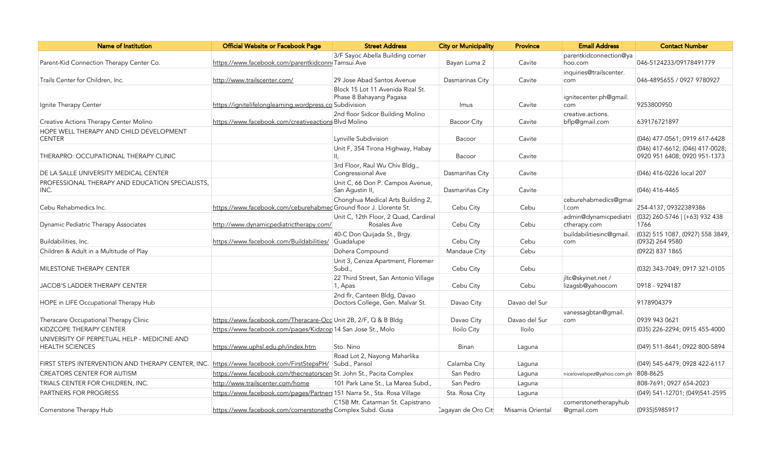| Name of Institution | Official Website or Facebook Page | Street Address | City or Municipality | Province | Email Address | Contact Number |
|---|---|---|---|---|---|---|
| Parent-Kid Connection Therapy Center Co. | https://www.facebook.com/parentkidconn | 3/F Sayoc Abella Building corner Tamsui Ave | Bayan Luma 2 | Cavite | parentkidconnection@yahoo.com | 046-5124233/09178491779 |
| Trails Center for Children, Inc. | http://www.trailscenter.com/ | 29 Jose Abad Santos Avenue | Dasmarinas City | Cavite | inquiries@trailscenter.com | 046-4895655 / 0927 9780927 |
| Ignite Therapy Center | https://ignitelifelonglearning.wordpress.co | Block 15 Lot 11 Avenida Rizal St. Phase 8 Bahayang Pagasa Subdivision | Imus | Cavite | ignitecenter.ph@gmail.com | 9253800950 |
| Creative Actions Therapy Center Molino | https://www.facebook.com/creativeactions | 2nd floor Sidcor Building Molino Blvd Molino | Bacoor City | Cavite | creative.actions.bflp@gmail.com | 639176721897 |
| HOPE WELL THERAPY AND CHILD DEVELOPMENT CENTER | | Lynville Subdivision | Bacoor | Cavite | | (046) 477-0561; 0919 617-6428 |
| THERAPRO: OCCUPATIONAL THERAPY CLINIC | | Unit F, 354 Tirona Highway, Habay II, | Bacoor | Cavite | | (046) 417-6612; (046) 417-0028; 0920 951 6408; 0920 951-1373 |
| DE LA SALLE UNIVERSITY MEDICAL CENTER | | 3rd Floor, Raul Wu Chiv Bldg., Congressional Ave | Dasmariñas City | Cavite | | (046) 416-0226 local 207 |
| PROFESSIONAL THERAPY AND EDUCATION SPECIALISTS, INC. | | Unit C, 66 Don P. Campos Avenue, San Agustin II, | Dasmariñas City | Cavite | | (046) 416-4465 |
| Cebu Rehabmedics Inc. | https://www.facebook.com/ceburehabmed | Chonghua Medical Arts Building 2, Ground floor J. Llorente St. | Cebu City | Cebu | ceburehabmedics@gmail.com | 254-4137, 09322389386 |
| Dynamic Pediatric Therapy Associates | http://www.dynamicpediatrictherapy.com/ | Unit C, 12th Floor, 2 Quad, Cardinal Rosales Ave | Cebu City | Cebu | admin@dynamicpediatrictherapy.com | (032) 260-5746 \| (+63) 932 438 1766 |
| Buildabilities, Inc. | https://www.facebook.com/Buildabilities/ | 40-C Don Quijada St., Brgy. Guadalupe | Cebu City | Cebu | buildabilitiesinc@gmail.com | (032) 515 1087, (0927) 558 3849, (0932) 264 9580 |
| Children & Adult in a Multitude of Play | | Dohera Compound | Mandaue City | Cebu | | (0922) 837 1865 |
| MILESTONE THERAPY CENTER | | Unit 3, Ceniza Apartment, Floremer Subd., | Cebu City | Cebu | | (032) 343-7049; 0917 321-0105 |
| JACOB'S LADDER THERAPY CENTER | | 22 Third Street, San Antonio Village 1, Apas | Cebu City | Cebu | jltc@skyinet.net / lizagsb@yahoocom | 0918 - 9294187 |
| HOPE in LIFE Occupational Therapy Hub | | 2nd flr, Canteen Bldg, Davao Doctors College, Gen. Malvar St. | Davao City | Davao del Sur | | 9178904379 |
| Theracare Occupational Therapy Clinic | https://www.facebook.com/Theracare-Occ | Unit 2B, 2/F, Q & B Bldg | Davao City | Davao del Sur | vanessagbtan@gmail.com | 0939 943 0621 |
| KIDZCOPE THERAPY CENTER | https://www.facebook.com/pages/Kidzcop | 14 San Jose St., Molo | Iloilo City | Iloilo | | (035) 226-2294; 0915 455-4000 |
| UNIVERSITY OF PERPETUAL HELP - MEDICINE AND HEALTH SCIENCES | https://www.uphsl.edu.ph/index.htm | Sto. Nino | Binan | Laguna | | (049) 511-8641; 0922 800-5894 |
| FIRST STEPS INTERVENTION AND THERAPY CENTER, INC. | https://www.facebook.com/FirstStepsPH/ | Road Lot 2, Nayong Maharlika Subd., Pansol | Calamba City | Laguna | | (049) 545-6479; 0928 422-6117 |
| CREATORS CENTER FOR AUTISM | https://www.facebook.com/thecreatorscen | St. John St., Pacita Complex | San Pedro | Laguna | nicelovelopez@yahoo.com.ph | 808-8625 |
| TRIALS CENTER FOR CHILDREN, INC. | http://www.trailscenter.com/home | 101 Park Lane St., La Marea Subd., | San Pedro | Laguna | | 808-7691; 0927 654-2023 |
| PARTNERS FOR PROGRESS | https://www.facebook.com/pages/Partners | 151 Narra St., Sta. Rosa Village | Sta. Rosa City | Laguna | | (049) 541-12701; (049)541-2595 |
| Cornerstone Therapy Hub | https://www.facebook.com/cornerstonethe | C15B Mt. Catarman St. Capistrano Complex Subd. Gusa | Cagayan de Oro City | Misamis Oriental | cornerstonetherapyhub@gmail.com | (0935)5985917 |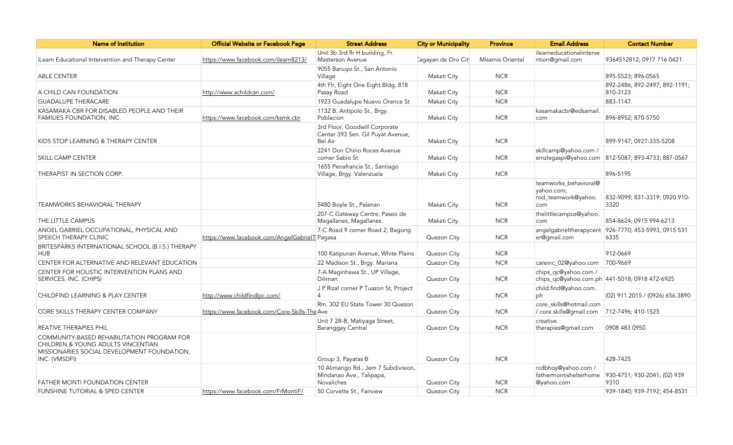| Name of Institution | Official Website or Facebook Page | Street Address | City or Municipality | Province | Email Address | Contact Number |
|---|---|---|---|---|---|---|
| iLearn Educational Intervention and Therapy Center | https://www.facebook.com/ilearn8213/ | Unit 3b 3rd flr H building, Fr. Masterson Avenue | Cagayan de Oro City | Misamis Oriental | ilearneducationalintervention@gmail.com | 9364512812; 0917 716 0421 |
| ABLE CENTER | | 9055 Banuyo St., San Antonio Village | Makati City | NCR | | 895-5523; 896-0565 |
| A CHILD CAN FOUNDATION | http://www.achildcan.com/ | 4th Flr, Eight One Eight Bldg. 818 Pasay Road | Makati City | NCR | | 892-2486; 892-2497; 892-1191; 810-3123 |
| GUADALUPE THERACARE | | 1923 Guadalupe Nuevo Orence St | Makati City | NCR | | 883-1147 |
| KASAMAKA CBR FOR DISABLED PEOPLE AND THEIR FAMILIES FOUNDATION, INC. | https://www.facebook.com/ksmk.cbr | 1132 B. Antipolo St., Brgy. Poblacion | Makati City | NCR | kasamakacbr@edsamail.com | 896-8952; 870-5750 |
| KIDS STOP LEARNING & THERAPY CENTER | | 3rd Floor, Goodwill Corporate Center 393 Sen. Gil Puyat Avenue, Bel Air | Makati City | NCR | | 899-9147; 0927-335-5208 |
| SKILL CAMP CENTER | | 2241 Don Chino Roces Avenue corner Sabio St | Makati City | NCR | skillcamp@yahoo.com / emzlegaspi@yahoo.com | 812-5087; 893-4733; 887-0567 |
| THERAPIST IN SECTION CORP. | | 1655 Penafrancia St., Santiago Village, Brgy. Valenzuela | Makati City | NCR | | 896-5195 |
| TEAMWORKS BEHAVIORAL THERAPY | | 5480 Boyle St., Palanan | Makati City | NCR | teamworks_behavioral@yahoo.com; rod_teamwork@yahoo.com | 832-9099; 831-3319; 0920 910-3320 |
| THE LITTLE CAMPUS | | 207-C Gateway Centre, Paseo de Magallanes, Magallanes | Makati City | NCR | thelittlecampus@yahoo.com | 854-8624; 0915 994-6213 |
| ANGEL GABRIEL OCCUPATIONAL, PHYSICAL AND SPEECH THERAPY CLINIC | https://www.facebook.com/AngelGabrielT | 7-C Road 9 corner Road 2, Bagong Pagasa | Quezon City | NCR | angelgabrieltherapycenter@gmail.com | 926-7770; 453-5993, 0915 531 6335 |
| BRITESPARKS INTERNATIONAL SCHOOL (B.I.S.) THERAPY HUB | | 100 Katipunan Avenue, White Plains | Quezon City | NCR | | 912-0669 |
| CENTER FOR ALTERNATIVE AND RELEVANT EDUCATION | | 22 Madison St., Brgy. Mariana | Quezon City | NCR | careinc_02@yahoo.com | 700-9669 |
| CENTER FOR HOLISTIC INTERVENTION PLANS AND SERVICES, INC. (CHIPS) | | 7-A Maginhawa St., UP Village, Diliman | Quezon City | NCR | chips_qc@yahoo.com / chips_qc@yahoo.com.ph | 441-5018; 0918 472-6925 |
| CHILDFIND LEARNING & PLAY CENTER | http://www.childfindlpc.com/ | J P Rizal corner P Tuazon St, Project 4 | Quezon City | NCR | child.find@yahoo.com.ph | (02) 911.2015 / (0926) 656.3890 |
| CORE SKILLS THERAPY CENTER COMPANY | https://www.facebook.com/Core-Skills-The | Rm. 302 EU State Tower 30 Quezon Ave | Quezon City | NCR | core_skills@hotmail.com / core.skills@gmail.com | 712-7496; 410-1525 |
| REATIVE THERAPIES PHIL | | Unit 7 28-B, Matiyaga Street, Baranggay Central | Quezon City | NCR | creative.therapies@gmail.com | 0908 483 0950 |
| COMMUNITY-BASED REHABILITATION PROGRAM FOR CHILDREN & YOUNG ADULTS VINCENTIAN MISSIONARIES SOCIAL DEVELOPMENT FOUNDATION, INC. (VMSDFI) | | Group 3, Payatas B | Quezon City | NCR | | 428-7425 |
| FATHER MONTI FOUNDATION CENTER | | 10 Alimango Rd., Jem 7 Subdivision, Mindanao Ave., Talipapa, Novaliches | Quezon City | NCR | rcdbhoy@yahoo.com / fathermontishelterhome@yahoo.com | 930-4751; 930-2041; (02) 939 9310 |
| FUNSHINE TUTORIAL & SPED CENTER | https://www.facebook.com/FrMontiF/ | 50 Corvette St., Fairview | Quezon City | NCR | | 939-1840; 939-7192; 454-8531 |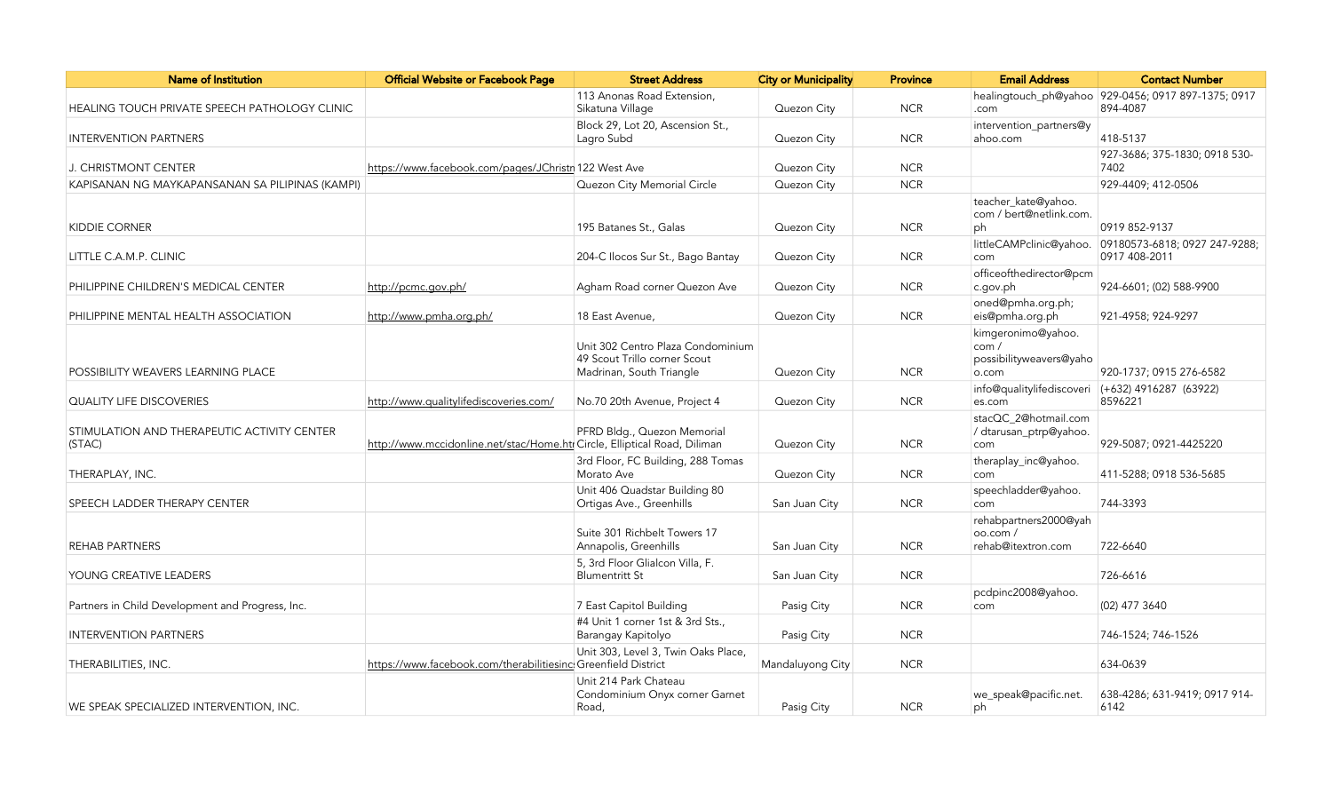| Name of Institution | Official Website or Facebook Page | Street Address | City or Municipality | Province | Email Address | Contact Number |
|---|---|---|---|---|---|---|
| HEALING TOUCH PRIVATE SPEECH PATHOLOGY CLINIC | | 113 Anonas Road Extension, Sikatuna Village | Quezon City | NCR | healingtouch_ph@yahoo.com | 929-0456; 0917 897-1375; 0917 894-4087 |
| INTERVENTION PARTNERS | | Block 29, Lot 20, Ascension St., Lagro Subd | Quezon City | NCR | intervention_partners@yahoo.com | 418-5137 |
| J. CHRISTMONT CENTER | https://www.facebook.com/pages/JChristn | 122 West Ave | Quezon City | NCR | | 927-3686; 375-1830; 0918 530-7402 |
| KAPISANAN NG MAYKAPANSANAN SA PILIPINAS (KAMPI) | | Quezon City Memorial Circle | Quezon City | NCR | | 929-4409; 412-0506 |
| KIDDIE CORNER | | 195 Batanes St., Galas | Quezon City | NCR | teacher_kate@yahoo.com / bert@netlink.com.ph | 0919 852-9137 |
| LITTLE C.A.M.P. CLINIC | | 204-C Ilocos Sur St., Bago Bantay | Quezon City | NCR | littleCAMPclinic@yahoo.com | 09180573-6818; 0927 247-9288; 0917 408-2011 |
| PHILIPPINE CHILDREN'S MEDICAL CENTER | http://pcmc.gov.ph/ | Agham Road corner Quezon Ave | Quezon City | NCR | officeofthedirector@pcmc.gov.ph | 924-6601; (02) 588-9900 |
| PHILIPPINE MENTAL HEALTH ASSOCIATION | http://www.pmha.org.ph/ | 18 East Avenue, | Quezon City | NCR | oned@pmha.org.ph; eis@pmha.org.ph | 921-4958; 924-9297 |
| POSSIBILITY WEAVERS LEARNING PLACE | | Unit 302 Centro Plaza Condominium 49 Scout Trillo corner Scout Madrinan, South Triangle | Quezon City | NCR | kimgeronimo@yahoo.com / possibilityweavers@yahoo.com | 920-1737; 0915 276-6582 |
| QUALITY LIFE DISCOVERIES | http://www.qualitylifediscoveries.com/ | No.70 20th Avenue, Project 4 | Quezon City | NCR | info@qualitylifediscoveries.com | (+632) 4916287 (63922) 8596221 |
| STIMULATION AND THERAPEUTIC ACTIVITY CENTER (STAC) | http://www.mccidonline.net/stac/Home.ht | PFRD Bldg., Quezon Memorial Circle, Elliptical Road, Diliman | Quezon City | NCR | stacQC_2@hotmail.com / dtarusan_ptrp@yahoo.com | 929-5087; 0921-4425220 |
| THERAPLAY, INC. | | 3rd Floor, FC Building, 288 Tomas Morato Ave | Quezon City | NCR | theraplay_inc@yahoo.com | 411-5288; 0918 536-5685 |
| SPEECH LADDER THERAPY CENTER | | Unit 406 Quadstar Building 80 Ortigas Ave., Greenhills | San Juan City | NCR | speechladder@yahoo.com | 744-3393 |
| REHAB PARTNERS | | Suite 301 Richbelt Towers 17 Annapolis, Greenhills | San Juan City | NCR | rehabpartners2000@yahoo.com / rehab@itextron.com | 722-6640 |
| YOUNG CREATIVE LEADERS | | 5, 3rd Floor Glialcon Villa, F. Blumentritt St | San Juan City | NCR | | 726-6616 |
| Partners in Child Development and Progress, Inc. | | 7 East Capitol Building | Pasig City | NCR | pcdpinc2008@yahoo.com | (02) 477 3640 |
| INTERVENTION PARTNERS | | #4 Unit 1 corner 1st & 3rd Sts., Barangay Kapitolyo | Pasig City | NCR | | 746-1524; 746-1526 |
| THERABILITIES, INC. | https://www.facebook.com/therabilitiesinc | Unit 303, Level 3, Twin Oaks Place, Greenfield District | Mandaluyong City | NCR | | 634-0639 |
| WE SPEAK SPECIALIZED INTERVENTION, INC. | | Unit 214 Park Chateau Condominium Onyx corner Garnet Road, | Pasig City | NCR | we_speak@pacific.net.ph | 638-4286; 631-9419; 0917 914-6142 |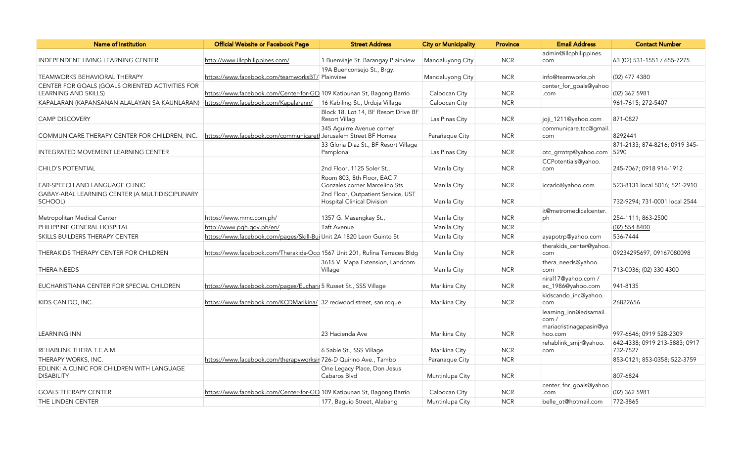| Name of Institution | Official Website or Facebook Page | Street Address | City or Municipality | Province | Email Address | Contact Number |
|---|---|---|---|---|---|---|
| INDEPENDENT LIVING LEARNING CENTER | http://www.illcphilippines.com/ | 1 Buenviaje St. Barangay Plainview | Mandaluyong City | NCR | admin@illcphilippines.com | 63 (02) 531-1551 / 655-7275 |
| TEAMWORKS BEHAVIORAL THERAPY | https://www.facebook.com/teamworksBT/ | 19A Buenconsejo St., Brgy. Plainview | Mandaluyong City | NCR | info@teamworks.ph | (02) 477 4380 |
| CENTER FOR GOALS (GOALS ORIENTED ACTIVITIES FOR LEARNING AND SKILLS) | https://www.facebook.com/Center-for-GO | 109 Katipunan St, Bagong Barrio | Caloocan City | NCR | center_for_goals@yahoo.com | (02) 362 5981 |
| KAPALARAN (KAPANSANAN ALALAYAN SA KAUNLARAN) | https://www.facebook.com/Kapalarann/ | 16 Kabiling St., Urduja Village | Caloocan City | NCR | | 961-7615; 272-5407 |
| CAMP DISCOVERY | | Block 18, Lot 14, BF Resort Drive BF Resort Villag | Las Pinas City | NCR | joji_1211@yahoo.com | 871-0827 |
| COMMUNICARE THERAPY CENTER FOR CHILDREN, INC. | https://www.facebook.com/communicaret | 345 Aguirre Avenue corner Jerusalem Street BF Homes | Parañaque City | NCR | communicare.tcc@gmail.com | 8292441 |
| INTEGRATED MOVEMENT LEARNING CENTER | | 33 Gloria Diaz St., BF Resort Village Pamplona | Las Pinas City | NCR | otc_grrotrp@yahoo.com | 871-2133; 874-8216; 0919 345-5290 |
| CHILD'S POTENTIAL | | 2nd Floor, 1125 Soler St., | Manila City | NCR | CCPotentials@yahoo.com | 245-7067; 0918 914-1912 |
| EAR-SPEECH AND LANGUAGE CLINIC | | Room 803, 8th Floor, EAC 7 Gonzales corner Marcelino Sts | Manila City | NCR | iccarlo@yahoo.com | 523-8131 local 5016; 521-2910 |
| GABAY-ARAL LEARNING CENTER (A MULTIDISCIPLINARY SCHOOL) | | 2nd Floor, Outpatient Service, UST Hospital Clinical Division | Manila City | NCR | | 732-9294; 731-0001 local 2544 |
| Metropolitan Medical Center | https://www.mmc.com.ph/ | 1357 G. Masangkay St., | Manila City | NCR | it@metromedicalcenter.ph | 254-1111; 863-2500 |
| PHILIPPINE GENERAL HOSPITAL | http://www.pgh.gov.ph/en/ | Taft Avenue | Manila City | NCR | | (02) 554 8400 |
| SKILLS BUILDERS THERAPY CENTER | https://www.facebook.com/pages/Skill-Bui | Unit 2A 1820 Leon Guinto St | Manila City | NCR | ayapotrp@yahoo.com | 536-7444 |
| THERAKIDS THERAPY CENTER FOR CHILDREN | https://www.facebook.com/Therakids-Occ | 1567 Unit 201, Rufina Terraces Bldg | Manila City | NCR | therakids_center@yahoo.com | 09234295697, 09167080098 |
| THERA NEEDS | | 3615 V. Mapa Extension, Landcom Village | Manila City | NCR | thera_needs@yahoo.com | 713-0036; (02) 330 4300 |
| EUCHARISTIANA CENTER FOR SPECIAL CHILDREN | https://www.facebook.com/pages/Eucharis | 5 Russet St., SSS Village | Marikina City | NCR | niral17@yahoo.com / ec_1986@yahoo.com | 941-8135 |
| KIDS CAN DO, INC. | https://www.facebook.com/KCDMarikina/ | 32 redwood street, san roque | Marikina City | NCR | kidscando_inc@yahoo.com | 26822656 |
| LEARNING INN | | 23 Hacienda Ave | Marikina City | NCR | learning_inn@edsamail.com / mariacristinagapasin@yahoo.com | 997-6646; 0919 528-2309 |
| REHABLINK THERA T.E.A.M. | | 6 Sable St., SSS Village | Marikina City | NCR | rehablink_smjr@yahoo.com | 642-4338; 0919 213-5883; 0917 732-7527 |
| THERAPY WORKS, INC. | https://www.facebook.com/therapyworksin | 726-D Quirino Ave., Tambo | Paranaque City | NCR | | 853-0121; 853-0358; 522-3759 |
| EDLINK: A CLINIC FOR CHILDREN WITH LANGUAGE DISABILITY | | One Legacy Place, Don Jesus Cabaros Blvd | Muntinlupa City | NCR | | 807-6824 |
| GOALS THERAPY CENTER | https://www.facebook.com/Center-for-GO | 109 Katipunan St, Bagong Barrio | Caloocan City | NCR | center_for_goals@yahoo.com | (02) 362 5981 |
| THE LINDEN CENTER | | 177, Baguio Street, Alabang | Muntinlupa City | NCR | belle_ot@hotmail.com | 772-3865 |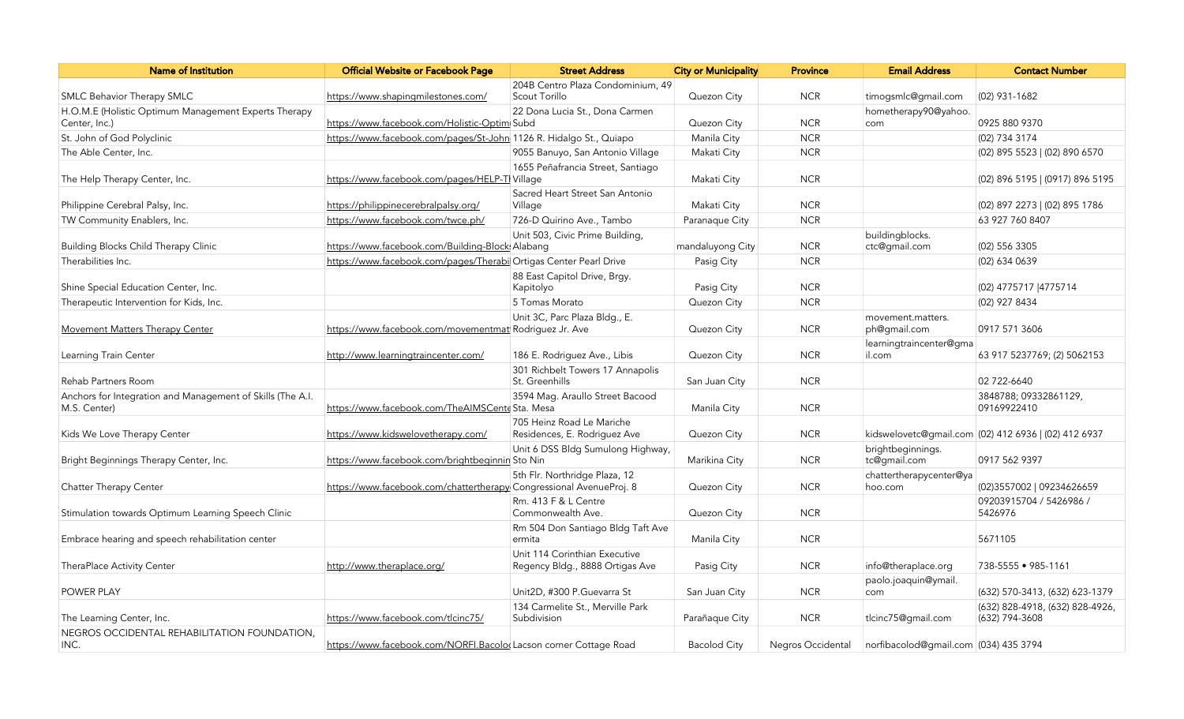| Name of Institution | Official Website or Facebook Page | Street Address | City or Municipality | Province | Email Address | Contact Number |
|---|---|---|---|---|---|---|
| SMLC Behavior Therapy SMLC | https://www.shapingmilestones.com/ | 204B Centro Plaza Condominium, 49 Scout Torillo | Quezon City | NCR | timogsmlc@gmail.com | (02) 931-1682 |
| H.O.M.E (Holistic Optimum Management Experts Therapy Center, Inc.) | https://www.facebook.com/Holistic-Optim | 22 Dona Lucia St., Dona Carmen Subd | Quezon City | NCR | hometherapy90@yahoo.com | 0925 880 9370 |
| St. John of God Polyclinic | https://www.facebook.com/pages/St-John | 1126 R. Hidalgo St., Quiapo | Manila City | NCR | | (02) 734 3174 |
| The Able Center, Inc. | | 9055 Banuyo, San Antonio Village | Makati City | NCR | | (02) 895 5523 \| (02) 890 6570 |
| The Help Therapy Center, Inc. | https://www.facebook.com/pages/HELP-T | 1655 Peñafrancia Street, Santiago Village | Makati City | NCR | | (02) 896 5195 \| (0917) 896 5195 |
| Philippine Cerebral Palsy, Inc. | https://philippinecerebralpalsy.org/ | Sacred Heart Street San Antonio Village | Makati City | NCR | | (02) 897 2273 \| (02) 895 1786 |
| TW Community Enablers, Inc. | https://www.facebook.com/twce.ph/ | 726-D Quirino Ave., Tambo | Paranaque City | NCR | | 63 927 760 8407 |
| Building Blocks Child Therapy Clinic | https://www.facebook.com/Building-Block | Unit 503, Civic Prime Building, Alabang | mandaluyong City | NCR | buildingblocks.ctc@gmail.com | (02) 556 3305 |
| Therabilities Inc. | https://www.facebook.com/pages/Therabi | Ortigas Center Pearl Drive | Pasig City | NCR | | (02) 634 0639 |
| Shine Special Education Center, Inc. | | 88 East Capitol Drive, Brgy. Kapitolyo | Pasig City | NCR | | (02) 4775717 \|4775714 |
| Therapeutic Intervention for Kids, Inc. | | 5 Tomas Morato | Quezon City | NCR | | (02) 927 8434 |
| Movement Matters Therapy Center | https://www.facebook.com/movementmat | Unit 3C, Parc Plaza Bldg., E. Rodriguez Jr. Ave | Quezon City | NCR | movement.matters.ph@gmail.com | 0917 571 3606 |
| Learning Train Center | http://www.learningtraincenter.com/ | 186 E. Rodriguez Ave., Libis | Quezon City | NCR | learningtraincenter@gmail.com | 63 917 5237769; (2) 5062153 |
| Rehab Partners Room | | 301 Richbelt Towers 17 Annapolis St. Greenhills | San Juan City | NCR | | 02 722-6640 |
| Anchors for Integration and Management of Skills (The A.I.M.S. Center) | https://www.facebook.com/TheAIMSCente | 3594 Mag. Araullo Street Bacood Sta. Mesa | Manila City | NCR | | 3848788; 09332861129, 09169922410 |
| Kids We Love Therapy Center | https://www.kidswelovetherapy.com/ | 705 Heinz Road Le Mariche Residences, E. Rodriguez Ave | Quezon City | NCR | kidswelovetc@gmail.com | (02) 412 6936 \| (02) 412 6937 |
| Bright Beginnings Therapy Center, Inc. | https://www.facebook.com/brightbeginnin | Unit 6 DSS Bldg Sumulong Highway, Sto Nin | Marikina City | NCR | brightbeginnings.tc@gmail.com | 0917 562 9397 |
| Chatter Therapy Center | https://www.facebook.com/chattertherapy | 5th Flr. Northridge Plaza, 12 Congressional AvenueProj. 8 | Quezon City | NCR | chattertherapycenter@yahoo.com | (02)3557002 \| 09234626659 |
| Stimulation towards Optimum Learning Speech Clinic | | Rm. 413 F & L Centre Commonwealth Ave. | Quezon City | NCR | | 09203915704 / 5426986 / 5426976 |
| Embrace hearing and speech rehabilitation center | | Rm 504 Don Santiago Bldg Taft Ave ermita | Manila City | NCR | | 5671105 |
| TheraPlace Activity Center | http://www.theraplace.org/ | Unit 114 Corinthian Executive Regency Bldg., 8888 Ortigas Ave | Pasig City | NCR | info@theraplace.org | 738-5555 • 985-1161 |
| POWER PLAY | | Unit2D, #300 P.Guevarra St | San Juan City | NCR | paolo.joaquin@ymail.com | (632) 570-3413, (632) 623-1379 |
| The Learning Center, Inc. | https://www.facebook.com/tlcinc75/ | 134 Carmelite St., Merville Park Subdivision | Parañaque City | NCR | tlcinc75@gmail.com | (632) 828-4918, (632) 828-4926, (632) 794-3608 |
| NEGROS OCCIDENTAL REHABILITATION FOUNDATION, INC. | https://www.facebook.com/NORFI.Bacolo | Lacson corner Cottage Road | Bacolod City | Negros Occidental | norfibacolod@gmail.com | (034) 435 3794 |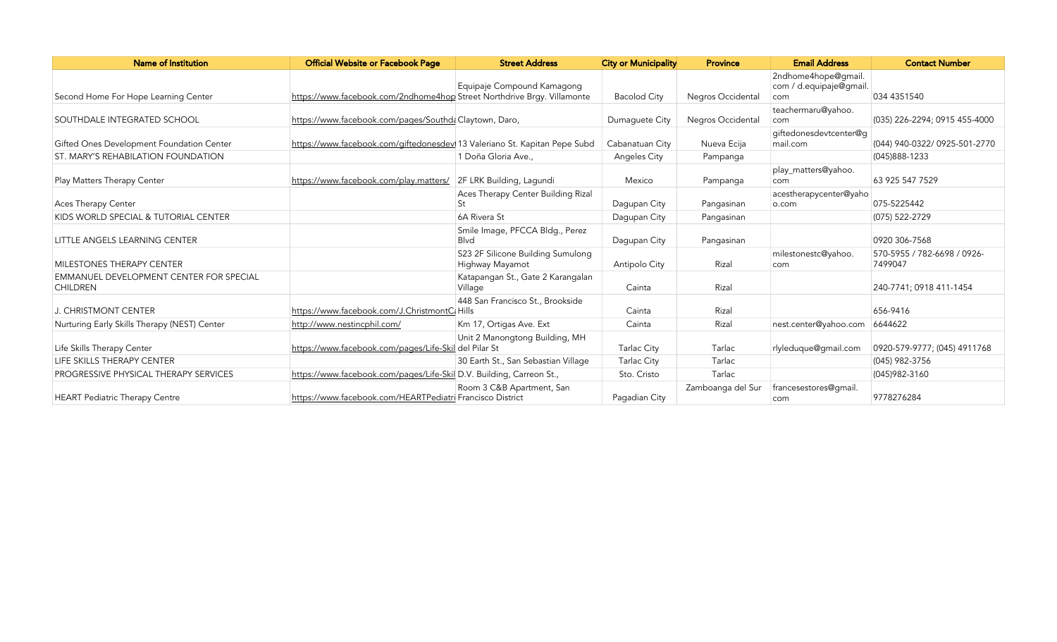| Name of Institution | Official Website or Facebook Page | Street Address | City or Municipality | Province | Email Address | Contact Number |
|---|---|---|---|---|---|---|
| Second Home For Hope Learning Center | https://www.facebook.com/2ndhome4hop | Equipaje Compound Kamagong Street Northdrive Brgy. Villamonte | Bacolod City | Negros Occidental | 2ndhome4hope@gmail.com / d.equipaje@gmail.com | 034 4351540 |
| SOUTHDALE INTEGRATED SCHOOL | https://www.facebook.com/pages/Southda | Claytown, Daro, | Dumaguete City | Negros Occidental | teachermaru@yahoo.com | (035) 226-2294; 0915 455-4000 |
| Gifted Ones Development Foundation Center | https://www.facebook.com/giftedonesdev | 13 Valeriano St. Kapitan Pepe Subd | Cabanatuan City | Nueva Ecija | giftedonesdevtcenter@gmail.com | (044) 940-0322/ 0925-501-2770 |
| ST. MARY'S REHABILITATION FOUNDATION | | 1 Doña Gloria Ave., | Angeles City | Pampanga | | (045)888-1233 |
| Play Matters Therapy Center | https://www.facebook.com/play.matters/ | 2F LRK Building, Lagundi | Mexico | Pampanga | play_matters@yahoo.com | 63 925 547 7529 |
| Aces Therapy Center | | Aces Therapy Center Building Rizal St | Dagupan City | Pangasinan | acestherapycenter@yahoo.com | 075-5225442 |
| KIDS WORLD SPECIAL & TUTORIAL CENTER | | 6A Rivera St | Dagupan City | Pangasinan | | (075) 522-2729 |
| LITTLE ANGELS LEARNING CENTER | | Smile Image, PFCCA Bldg., Perez Blvd | Dagupan City | Pangasinan | | 0920 306-7568 |
| MILESTONES THERAPY CENTER | | S23 2F Silicone Building Sumulong Highway Mayamot | Antipolo City | Rizal | milestonestc@yahoo.com | 570-5955 / 782-6698 / 0926-7499047 |
| EMMANUEL DEVELOPMENT CENTER FOR SPECIAL CHILDREN | | Katapangan St., Gate 2 Karangalan Village | Cainta | Rizal | | 240-7741; 0918 411-1454 |
| J. CHRISTMONT CENTER | https://www.facebook.com/J.ChristmontC | 448 San Francisco St., Brookside Hills | Cainta | Rizal | | 656-9416 |
| Nurturing Early Skills Therapy (NEST) Center | http://www.nestincphil.com/ | Km 17, Ortigas Ave. Ext | Cainta | Rizal | nest.center@yahoo.com | 6644622 |
| Life Skills Therapy Center | https://www.facebook.com/pages/Life-Skil | Unit 2 Manongtong Building, MH del Pilar St | Tarlac City | Tarlac | rlyleduque@gmail.com | 0920-579-9777; (045) 4911768 |
| LIFE SKILLS THERAPY CENTER | | 30 Earth St., San Sebastian Village | Tarlac City | Tarlac | | (045) 982-3756 |
| PROGRESSIVE PHYSICAL THERAPY SERVICES | https://www.facebook.com/pages/Life-Skil | D.V. Building, Carreon St., | Sto. Cristo | Tarlac | | (045)982-3160 |
| HEART Pediatric Therapy Centre | https://www.facebook.com/HEARTPediatri | Room 3 C&B Apartment, San Francisco District | Pagadian City | Zamboanga del Sur | francesestores@gmail.com | 9778276284 |